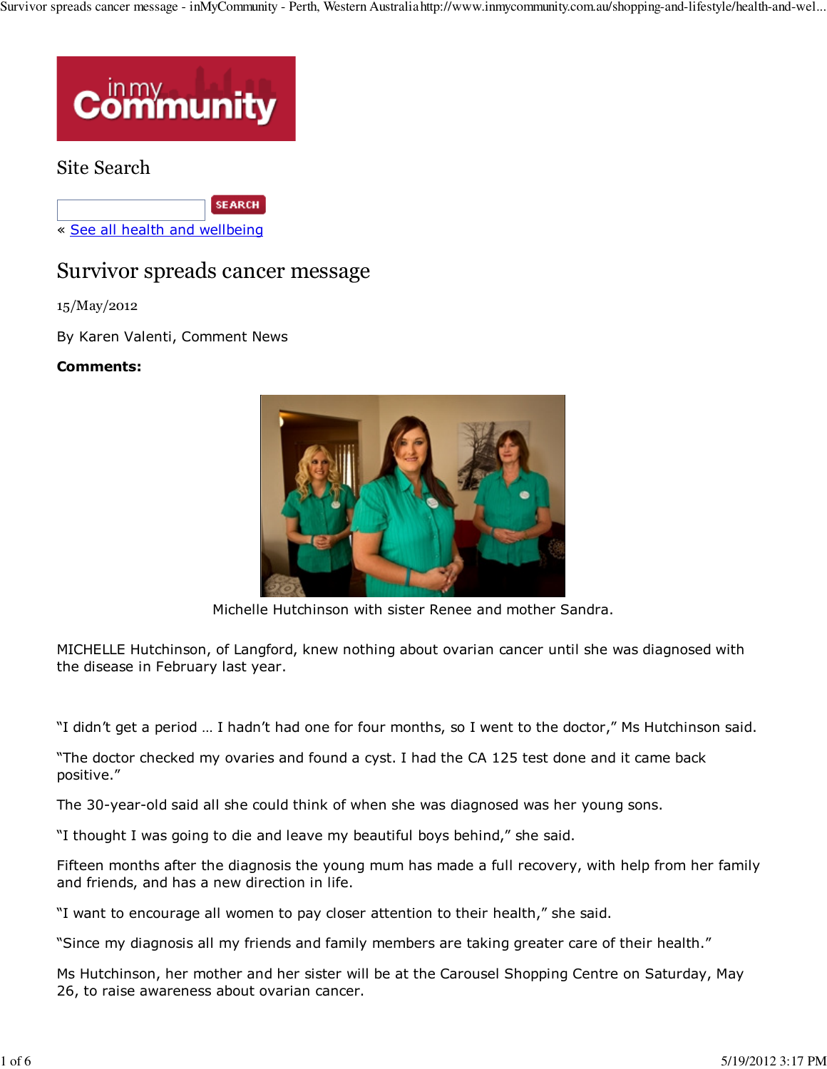Site Search

« See all health and wellbeing

# Survivor spreads cancer message

15/May/2012

By Karen Valenti, Comment News

**Comments:**

Michelle Hutchinson with sister Renee and mother Sandra.

MICHELLE Hutchinson, of Langford, knew nothing about ovarian cancer until she was diagnosed with the disease in February last year.

"I didn't get a period … I hadn't had one for four months, so I went to the doctor," Ms Hutchinson said.

"The doctor checked my ovaries and found a cyst. I had the CA 125 test done and it came back positive."

The 30-year-old said all she could think of when she was diagnosed was her young sons.

"I thought I was going to die and leave my beautiful boys behind," she said.

Fifteen months after the diagnosis the young mum has made a full recovery, with help from her family and friends, and has a new direction in life.

"I want to encourage all women to pay closer attention to their health," she said.

"Since my diagnosis all my friends and family members are taking greater care of their health."

Ms Hutchinson, her mother and her sister will be at the Carousel Shopping Centre on Saturday, May 26, to raise awareness about ovarian cancer.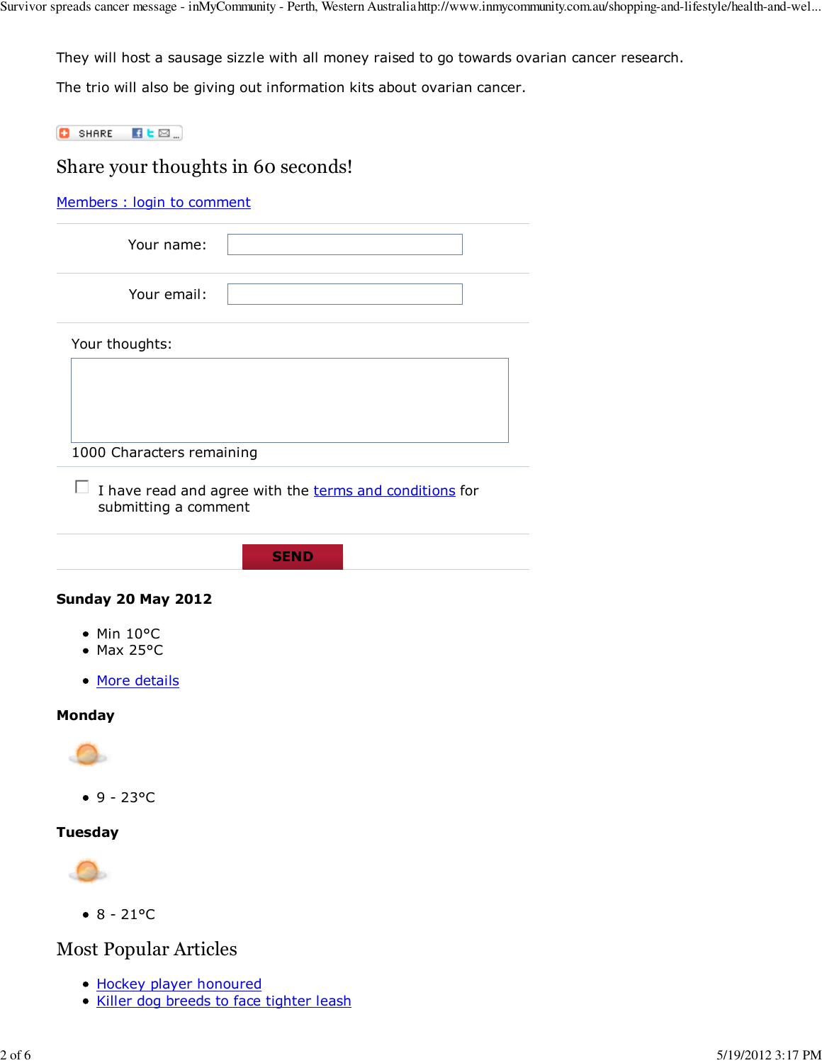They will host a sausage sizzle with all money raised to go towards ovarian cancer research.

The trio will also be giving out information kits about ovarian cancer.

SHARE

## Share your thoughts in 60 seconds!

Members : login to comment

Your name:

Your email:

Your thoughts:

1000 Characters remaining

I have read and agree with the terms and conditions for submitting a comment

SEND

**Sunday 20 May 2012**

- Min 10°C
- Max 25°C

- More details

**Monday**

- 9 - 23°C

**Tuesday**

- 8 - 21°C

## Most Popular Articles

- Hockey player honoured
- Killer dog breeds to face tighter leash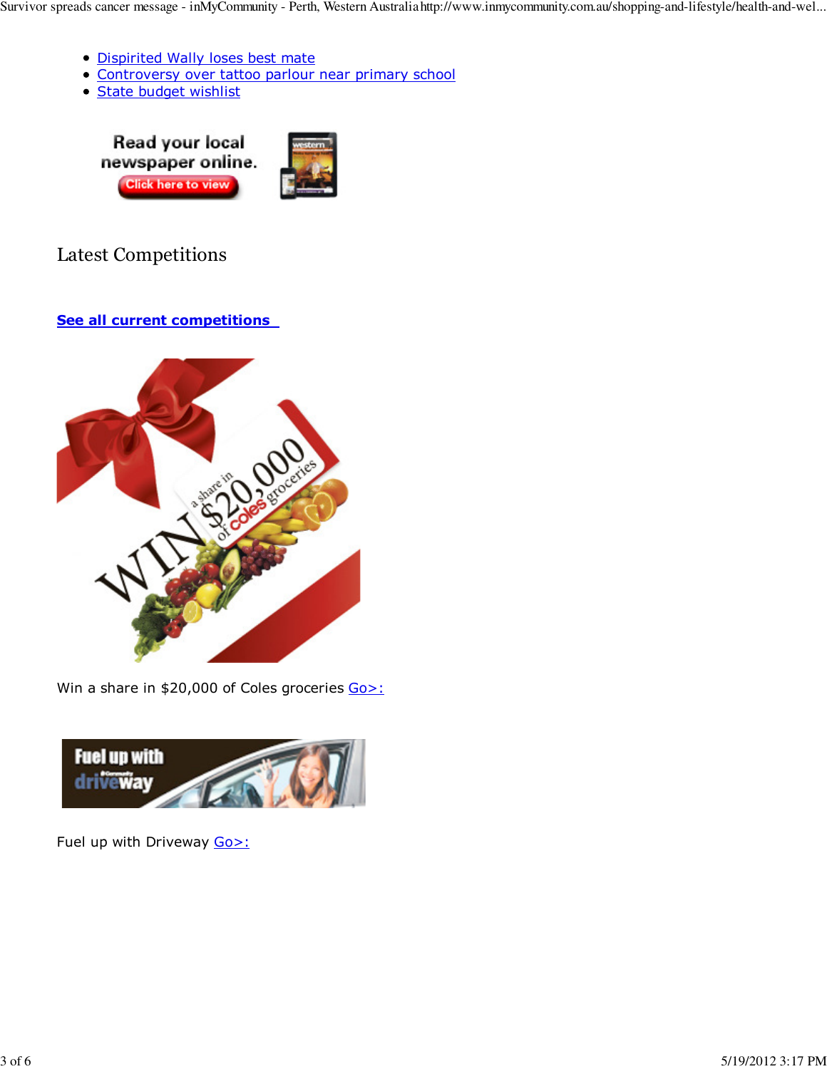- Dispirited Wally loses best mate
- Controversy over tattoo parlour near primary school
- State budget wishlist

Read your local newspaper online. Click here to view

## Latest Competitions

**See all current competitions**

Win a share in $20,000 of Coles groceries Go>:

Fuel up with Driveway Go>: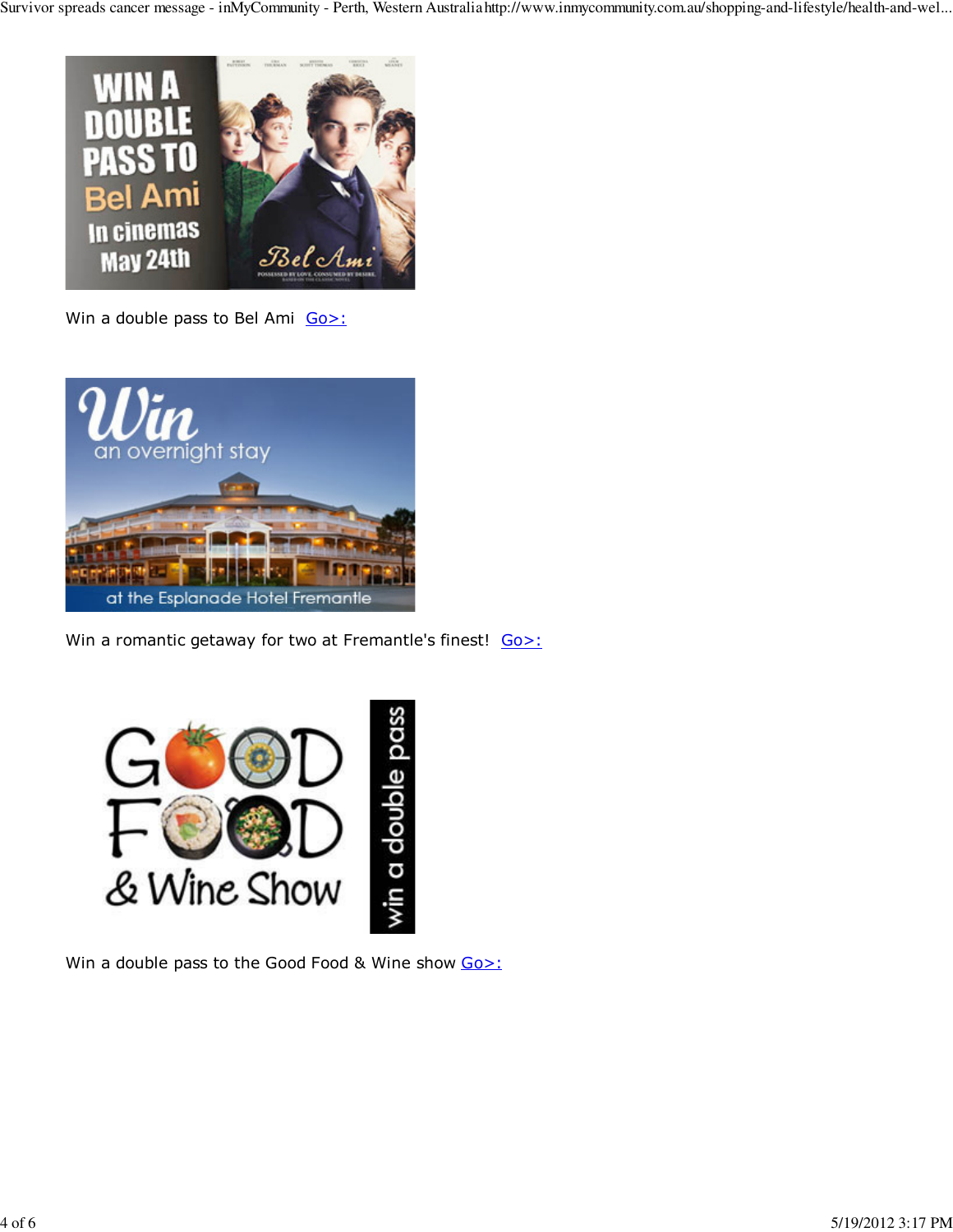Win a double pass to Bel Ami  Go>:

Win a romantic getaway for two at Fremantle's finest!  Go>:

Win a double pass to the Good Food & Wine show Go>: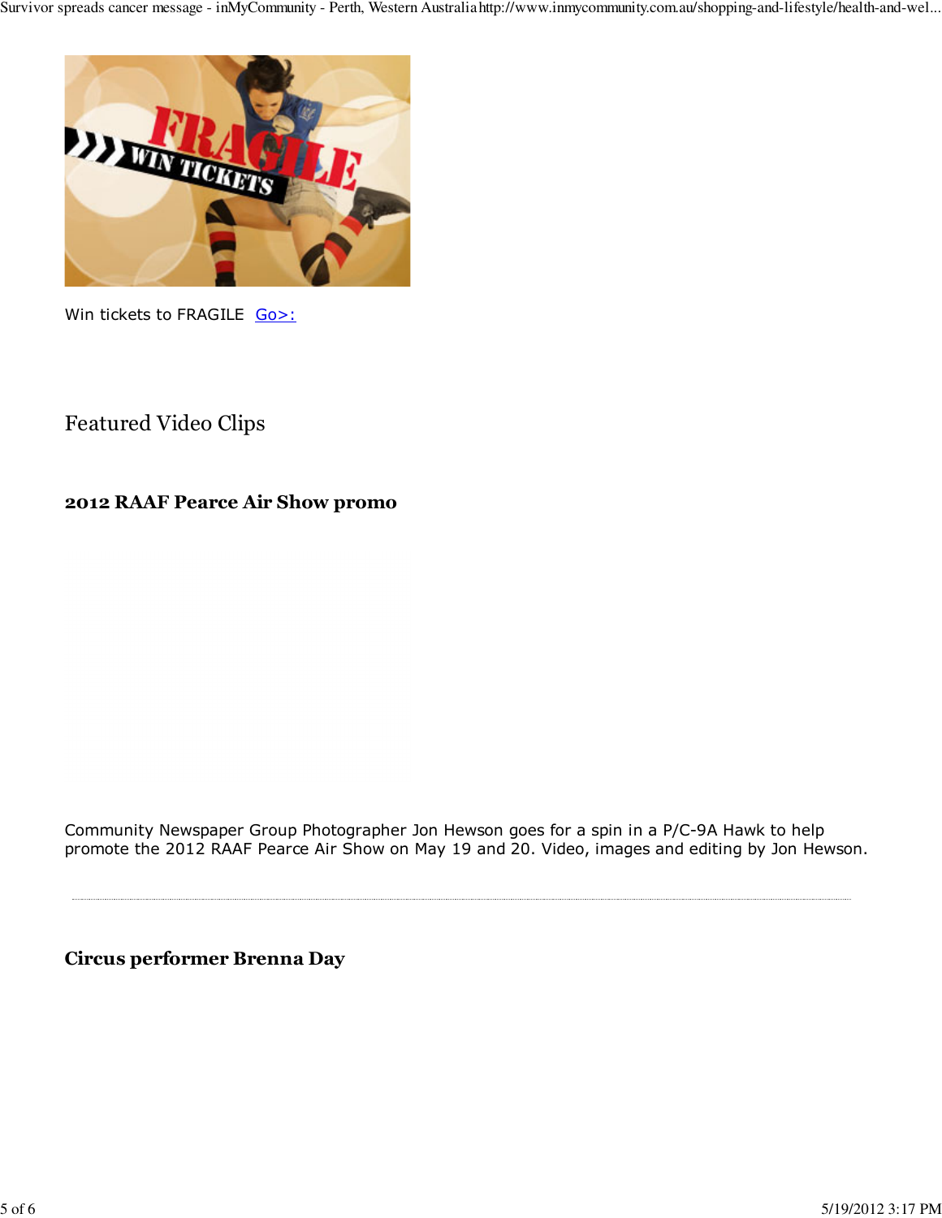Win tickets to FRAGILE  Go>:

## Featured Video Clips

### 2012 RAAF Pearce Air Show promo

Community Newspaper Group Photographer Jon Hewson goes for a spin in a P/C-9A Hawk to help promote the 2012 RAAF Pearce Air Show on May 19 and 20. Video, images and editing by Jon Hewson.

---

### Circus performer Brenna Day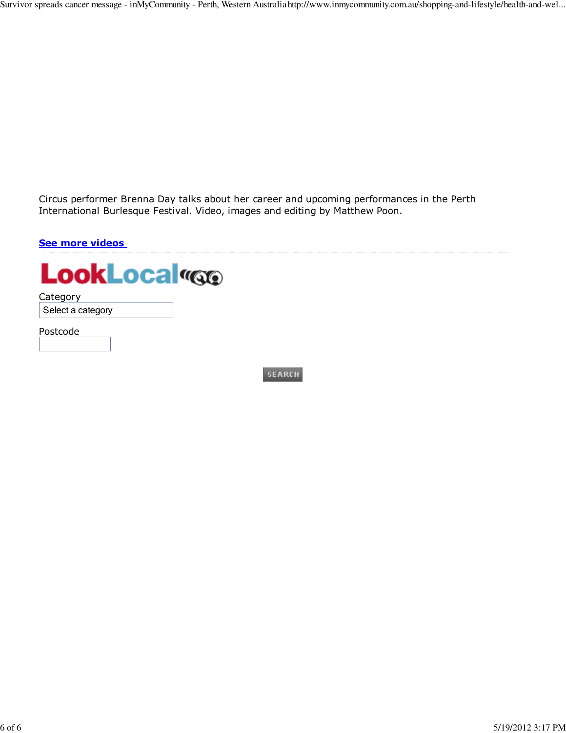Circus performer Brenna Day talks about her career and upcoming performances in the Perth International Burlesque Festival. Video, images and editing by Matthew Poon.

**See more videos**

---

LookLocal

Category

Select a category

Postcode

SEARCH